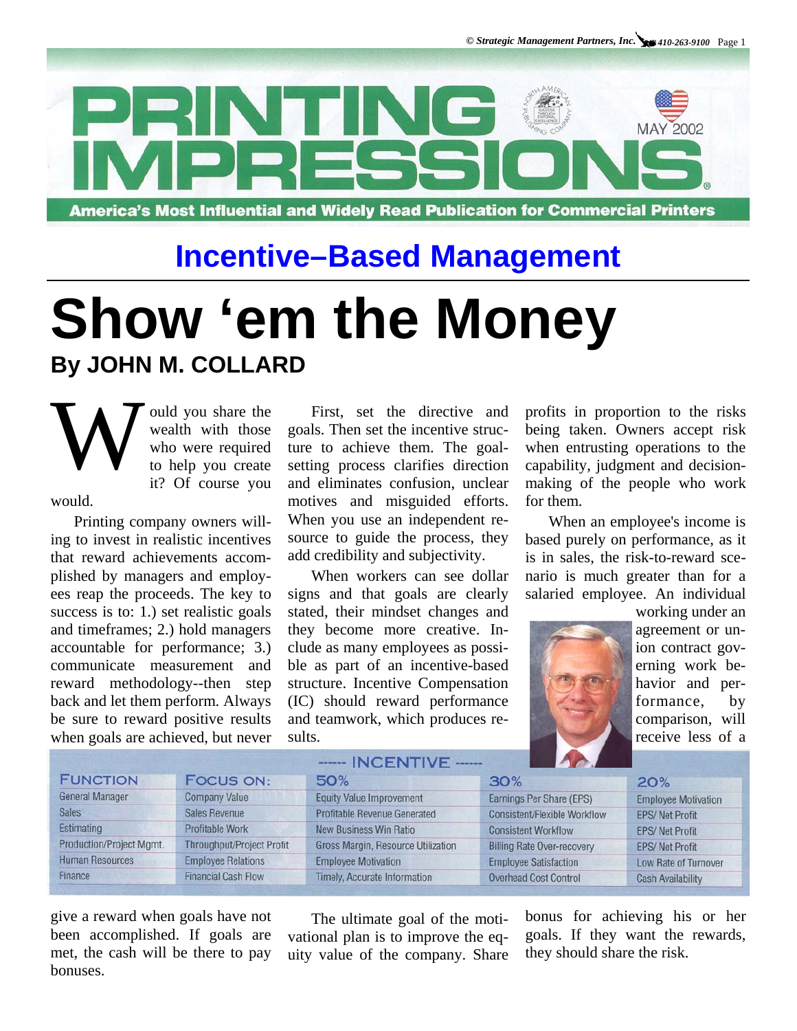# PRINTING IMPRESSIONS

MAY 2002

America's Most Influential and Widely Read Publication for Commercial Printers

## Incentive–Based Management

# Show 'em the Money

**By JOHN M. COLLARD**

Would you share the wealth with those who were required to help you create it? Of course you would.

Printing company owners willing to invest in realistic incentives that reward achievements accomplished by managers and employees reap the proceeds. The key to success is to: 1.) set realistic goals and timeframes; 2.) hold managers accountable for performance; 3.) communicate measurement and reward methodology--then step back and let them perform. Always be sure to reward positive results when goals are achieved, but never give a reward when goals have not been accomplished. If goals are met, the cash will be there to pay bonuses.

First, set the directive and goals. Then set the incentive structure to achieve them. The goal-setting process clarifies direction and eliminates confusion, unclear motives and misguided efforts. When you use an independent resource to guide the process, they add credibility and subjectivity.

When workers can see dollar signs and that goals are clearly stated, their mindset changes and they become more creative. Include as many employees as possible as part of an incentive-based structure. Incentive Compensation (IC) should reward performance and teamwork, which produces results.

The ultimate goal of the motivational plan is to improve the equity value of the company. Share profits in proportion to the risks being taken. Owners accept risk when entrusting operations to the capability, judgment and decision-making of the people who work for them.

When an employee's income is based purely on performance, as it is in sales, the risk-to-reward scenario is much greater than for a salaried employee. An individual working under an agreement or union contract governing work behavior and performance, by comparison, will receive less of a bonus for achieving his or her goals. If they want the rewards, they should share the risk.

| FUNCTION | FOCUS ON: | INCENTIVE 50% | 30% | 20% |
|---|---|---|---|---|
| General Manager | Company Value | Equity Value Improvement | Earnings Per Share (EPS) | Employee Motivation |
| Sales | Sales Revenue | Profitable Revenue Generated | Consistent/Flexible Workflow | EPS/ Net Profit |
| Estimating | Profitable Work | New Business Win Ratio | Consistent Workflow | EPS/ Net Profit |
| Production/Project Mgmt. | Throughput/Project Profit | Gross Margin, Resource Utilization | Billing Rate Over-recovery | EPS/ Net Profit |
| Human Resources | Employee Relations | Employee Motivation | Employee Satisfaction | Low Rate of Turnover |
| Finance | Financial Cash Flow | Timely, Accurate Information | Overhead Cost Control | Cash Availability |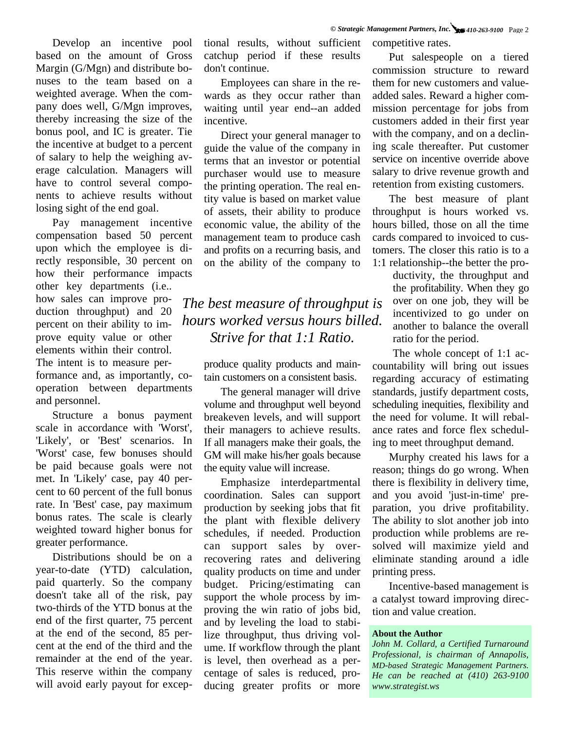Develop an incentive pool based on the amount of Gross Margin (G/Mgn) and distribute bonuses to the team based on a weighted average. When the company does well, G/Mgn improves, thereby increasing the size of the bonus pool, and IC is greater. Tie the incentive at budget to a percent of salary to help the weighing average calculation. Managers will have to control several components to achieve results without losing sight of the end goal.

Pay management incentive compensation based 50 percent upon which the employee is directly responsible, 30 percent on how their performance impacts other key departments (i.e.. how sales can improve production throughput) and 20 percent on their ability to improve equity value or other elements within their control. The intent is to measure performance and, as importantly, cooperation between departments and personnel.

Structure a bonus payment scale in accordance with 'Worst', 'Likely', or 'Best' scenarios. In 'Worst' case, few bonuses should be paid because goals were not met. In 'Likely' case, pay 40 percent to 60 percent of the full bonus rate. In 'Best' case, pay maximum bonus rates. The scale is clearly weighted toward higher bonus for greater performance.

Distributions should be on a year-to-date (YTD) calculation, paid quarterly. So the company doesn't take all of the risk, pay two-thirds of the YTD bonus at the end of the first quarter, 75 percent at the end of the second, 85 percent at the end of the third and the remainder at the end of the year. This reserve within the company will avoid early payout for exceptional results, without sufficient catchup period if these results don't continue.

Employees can share in the rewards as they occur rather than waiting until year end--an added incentive.

Direct your general manager to guide the value of the company in terms that an investor or potential purchaser would use to measure the printing operation. The real entity value is based on market value of assets, their ability to produce economic value, the ability of the management team to produce cash and profits on a recurring basis, and on the ability of the company to produce quality products and maintain customers on a consistent basis.

*The best measure of throughput is hours worked versus hours billed. Strive for that 1:1 Ratio.*

The general manager will drive volume and throughput well beyond breakeven levels, and will support their managers to achieve results. If all managers make their goals, the GM will make his/her goals because the equity value will increase.

Emphasize interdepartmental coordination. Sales can support production by seeking jobs that fit the plant with flexible delivery schedules, if needed. Production can support sales by over-recovering rates and delivering quality products on time and under budget. Pricing/estimating can support the whole process by improving the win ratio of jobs bid, and by leveling the load to stabilize throughput, thus driving volume. If workflow through the plant is level, then overhead as a percentage of sales is reduced, producing greater profits or more competitive rates.

Put salespeople on a tiered commission structure to reward them for new customers and value-added sales. Reward a higher commission percentage for jobs from customers added in their first year with the company, and on a declining scale thereafter. Put customer service on incentive override above salary to drive revenue growth and retention from existing customers.

The best measure of plant throughput is hours worked vs. hours billed, those on all the time cards compared to invoiced to customers. The closer this ratio is to a 1:1 relationship--the better the productivity, the throughput and the profitability. When they go over on one job, they will be incentivized to go under on another to balance the overall ratio for the period.

The whole concept of 1:1 accountability will bring out issues regarding accuracy of estimating standards, justify department costs, scheduling inequities, flexibility and the need for volume. It will rebalance rates and force flex scheduling to meet throughput demand.

Murphy created his laws for a reason; things do go wrong. When there is flexibility in delivery time, and you avoid 'just-in-time' preparation, you drive profitability. The ability to slot another job into production while problems are resolved will maximize yield and eliminate standing around a idle printing press.

Incentive-based management is a catalyst toward improving direction and value creation.

**About the Author**

*John M. Collard, a Certified Turnaround Professional, is chairman of Annapolis, MD-based Strategic Management Partners. He can be reached at (410) 263-9100 www.strategist.ws*